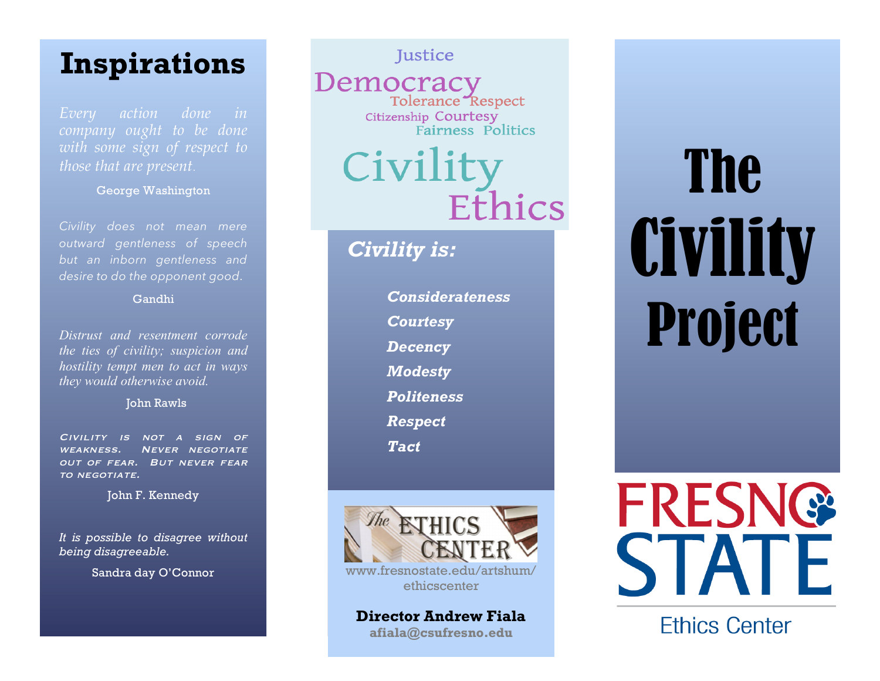## Inspirations

*Every action done in company ought to be done with some sign of respect to those that are present.*

George Washington

*Civility does not mean mere outward gentleness of speech but an inborn gentleness and desire to do the opponent good.*

Gandhi

*Distrust and resentment corrode the ties of civility; suspicion and hostility tempt men to act in ways they would otherwise avoid.*

John Rawls

*Civility is not a sign of weakness. Never negotiate out of fear. But never fear to negotiate.*

John F. Kennedy

*It is possible to disagree without being disagreeable.*

Sandra day O'Connor

Justice
Democracy
Tolerance Respect
Citizenship Courtesy
Fairness Politics
Civility
Ethics

### *Civility is:*

- ***Considerateness***
- ***Courtesy***
- ***Decency***
- ***Modesty***
- ***Politeness***
- ***Respect***
- ***Tact***

The ETHICS CENTER

www.fresnostate.edu/artshum/ethicscenter

**Director Andrew Fiala**
**afiala@csufresno.edu**

# The Civility Project

FRESNO STATE

Ethics Center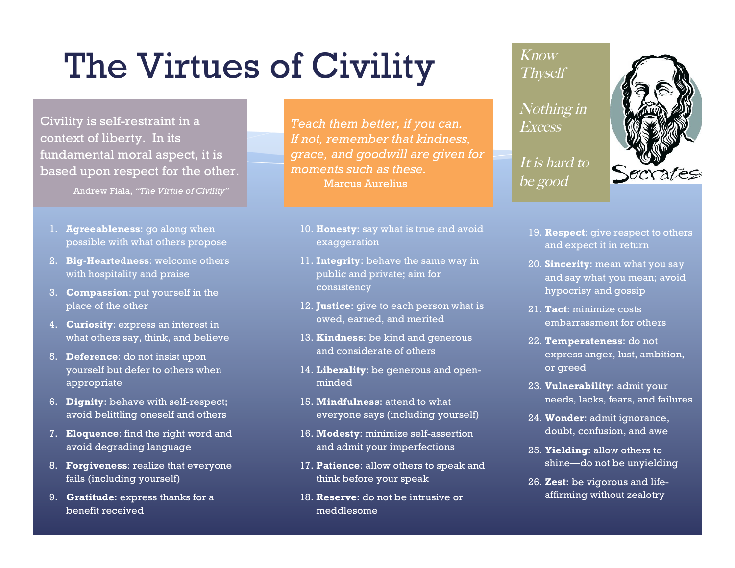# The Virtues of Civility

Civility is self-restraint in a context of liberty. In its fundamental moral aspect, it is based upon respect for the other.

Andrew Fiala, *"The Virtue of Civility"*

*Teach them better, if you can. If not, remember that kindness, grace, and goodwill are given for moments such as these.*

Marcus Aurelius

*Know Thyself*

*Nothing in Excess*

*It is hard to be good*

Socrates

1. **Agreeableness**: go along when possible with what others propose
2. **Big-Heartedness**: welcome others with hospitality and praise
3. **Compassion**: put yourself in the place of the other
4. **Curiosity**: express an interest in what others say, think, and believe
5. **Deference**: do not insist upon yourself but defer to others when appropriate
6. **Dignity**: behave with self-respect; avoid belittling oneself and others
7. **Eloquence**: find the right word and avoid degrading language
8. **Forgiveness**: realize that everyone fails (including yourself)
9. **Gratitude**: express thanks for a benefit received
10. **Honesty**: say what is true and avoid exaggeration
11. **Integrity**: behave the same way in public and private; aim for consistency
12. **Justice**: give to each person what is owed, earned, and merited
13. **Kindness**: be kind and generous and considerate of others
14. **Liberality**: be generous and open-minded
15. **Mindfulness**: attend to what everyone says (including yourself)
16. **Modesty**: minimize self-assertion and admit your imperfections
17. **Patience**: allow others to speak and think before your speak
18. **Reserve**: do not be intrusive or meddlesome
19. **Respect**: give respect to others and expect it in return
20. **Sincerity**: mean what you say and say what you mean; avoid hypocrisy and gossip
21. **Tact**: minimize costs embarrassment for others
22. **Temperateness**: do not express anger, lust, ambition, or greed
23. **Vulnerability**: admit your needs, lacks, fears, and failures
24. **Wonder**: admit ignorance, doubt, confusion, and awe
25. **Yielding**: allow others to shine—do not be unyielding
26. **Zest**: be vigorous and life-affirming without zealotry